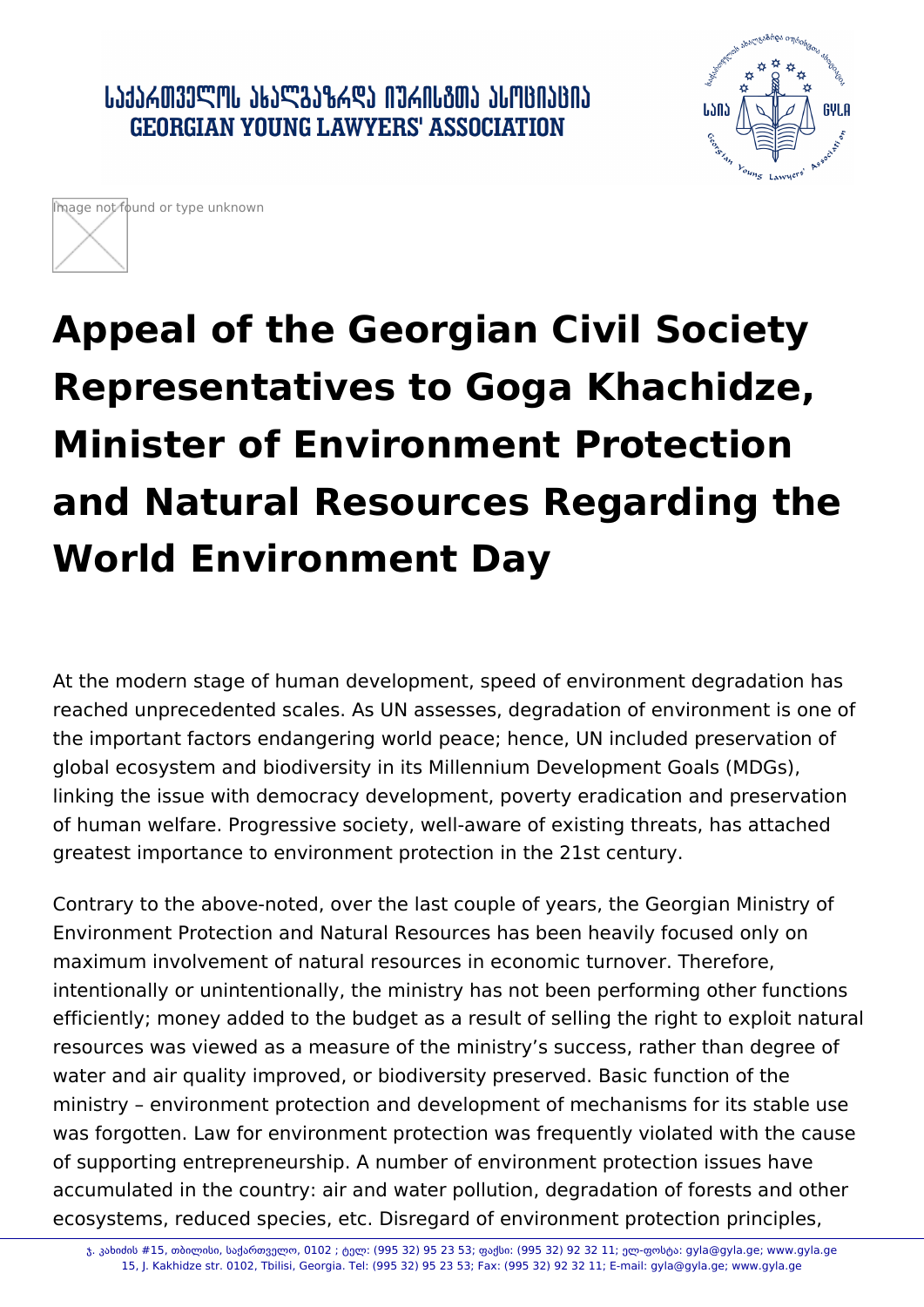# Appeal of the Georgian Civil Society Representatives to Goga Khachidze, Minister of Environment Protection and Natural Resources Regarding the World Environment Day

At the modern stage of human development, speed of environment degradation has reached unprecedented scales. As UN assesses, degradation of environment is one of the important factors endangering world peace; hence, UN included preservation of global ecosystem and biodiversity in its Millennium Development Goals (MDGs), linking the issue with democracy development, poverty eradication and preservation of human welfare. Progressive society, well-aware of existing threats, has attached greatest importance to environment protection in the 21st century.

Contrary to the above-noted, over the last couple of years, the Georgian Ministry of Environment Protection and Natural Resources has been heavily focused only on maximum involvement of natural resources in economic turnover. Therefore, intentionally or unintentionally, the ministry has not been performing other functions efficiently; money added to the budget as a result of selling the right to exploit natural resources was viewed as a measure of the ministry's success, rather than degree of water and air quality improved, or biodiversity preserved. Basic function of the ministry – environment protection and development of mechanisms for its stable use was forgotten. Law for environment protection was frequently violated with the cause of supporting entrepreneurship. A number of environment protection issues have accumulated in the country: air and water pollution, degradation of forests and other ecosystems, reduced species, etc. Disregard of environment protection principles,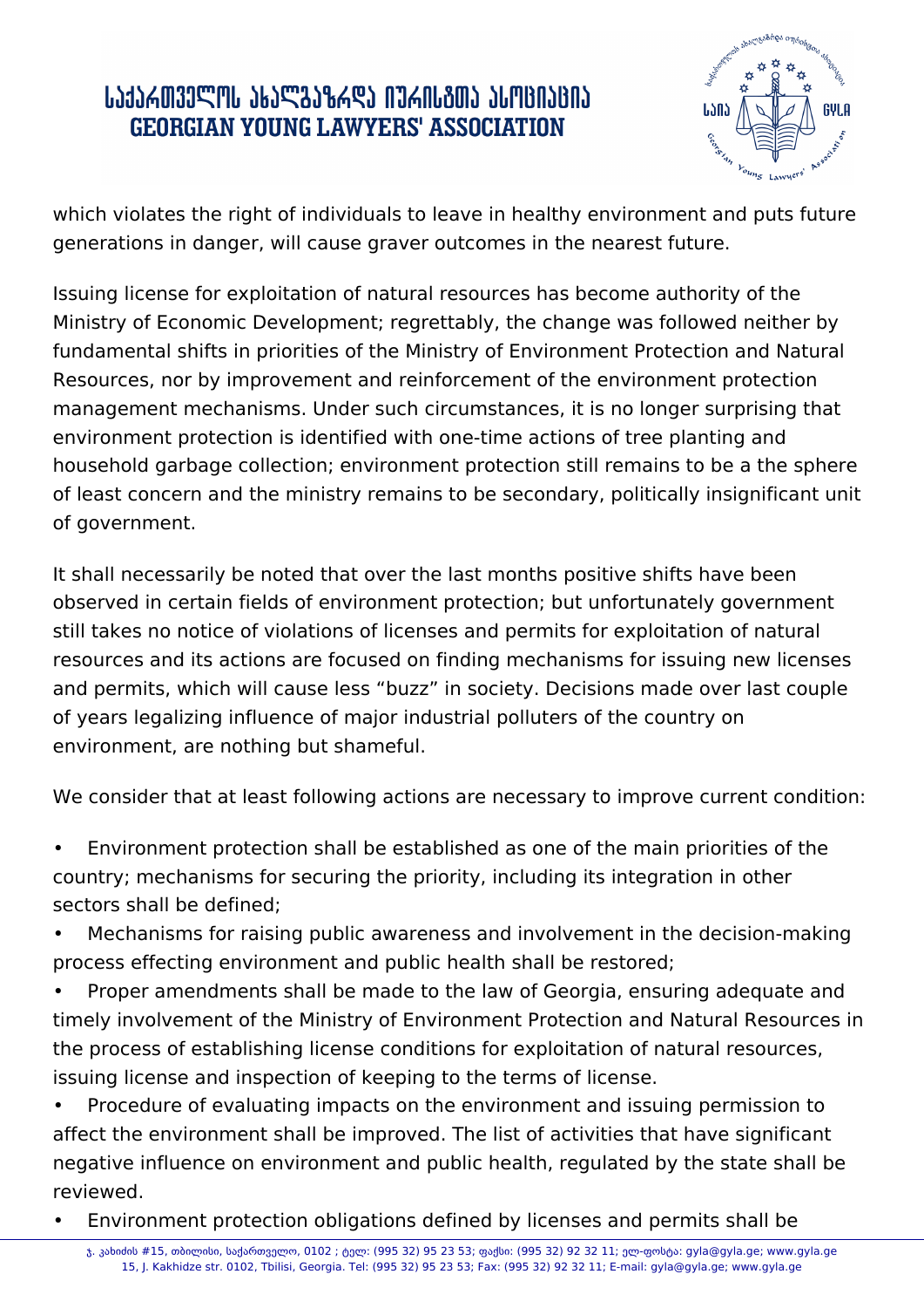which violates the right of individuals to leave in healthy environment and puts future generations in danger, will cause graver outcomes in the nearest future.

Issuing license for exploitation of natural resources has become authority of the Ministry of Economic Development; regrettably, the change was followed neither by fundamental shifts in priorities of the Ministry of Environment Protection and Natural Resources, nor by improvement and reinforcement of the environment protection management mechanisms. Under such circumstances, it is no longer surprising that environment protection is identified with one-time actions of tree planting and household garbage collection; environment protection still remains to be a the sphere of least concern and the ministry remains to be secondary, politically insignificant unit of government.

It shall necessarily be noted that over the last months positive shifts have been observed in certain fields of environment protection; but unfortunately government still takes no notice of violations of licenses and permits for exploitation of natural resources and its actions are focused on finding mechanisms for issuing new licenses and permits, which will cause less “buzz” in society. Decisions made over last couple of years legalizing influence of major industrial polluters of the country on environment, are nothing but shameful.

We consider that at least following actions are necessary to improve current condition:

- Environment protection shall be established as one of the main priorities of the country; mechanisms for securing the priority, including its integration in other sectors shall be defined;
- Mechanisms for raising public awareness and involvement in the decision-making process effecting environment and public health shall be restored;
- Proper amendments shall be made to the law of Georgia, ensuring adequate and timely involvement of the Ministry of Environment Protection and Natural Resources in the process of establishing license conditions for exploitation of natural resources, issuing license and inspection of keeping to the terms of license.
- Procedure of evaluating impacts on the environment and issuing permission to affect the environment shall be improved. The list of activities that have significant negative influence on environment and public health, regulated by the state shall be reviewed.
- Environment protection obligations defined by licenses and permits shall be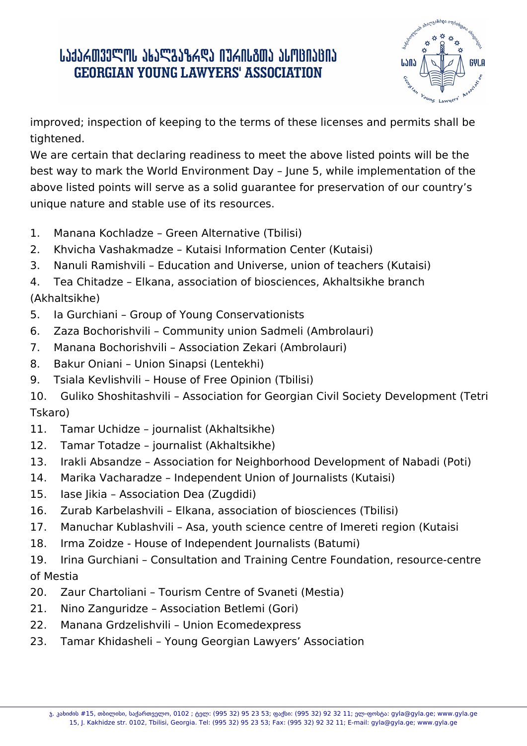improved; inspection of keeping to the terms of these licenses and permits shall be tightened.

We are certain that declaring readiness to meet the above listed points will be the best way to mark the World Environment Day – June 5, while implementation of the above listed points will serve as a solid guarantee for preservation of our country's unique nature and stable use of its resources.

1. Manana Kochladze – Green Alternative (Tbilisi)
2. Khvicha Vashakmadze – Kutaisi Information Center (Kutaisi)
3. Nanuli Ramishvili – Education and Universe, union of teachers (Kutaisi)
4. Tea Chitadze – Elkana, association of biosciences, Akhaltsikhe branch (Akhaltsikhe)
5. Ia Gurchiani – Group of Young Conservationists
6. Zaza Bochorishvili – Community union Sadmeli (Ambrolauri)
7. Manana Bochorishvili – Association Zekari (Ambrolauri)
8. Bakur Oniani – Union Sinapsi (Lentekhi)
9. Tsiala Kevlishvili – House of Free Opinion (Tbilisi)
10. Guliko Shoshitashvili – Association for Georgian Civil Society Development (Tetri Tskaro)
11. Tamar Uchidze – journalist (Akhaltsikhe)
12. Tamar Totadze – journalist (Akhaltsikhe)
13. Irakli Absandze – Association for Neighborhood Development of Nabadi (Poti)
14. Marika Vacharadze – Independent Union of Journalists (Kutaisi)
15. Iase Jikia – Association Dea (Zugdidi)
16. Zurab Karbelashvili – Elkana, association of biosciences (Tbilisi)
17. Manuchar Kublashvili – Asa, youth science centre of Imereti region (Kutaisi
18. Irma Zoidze - House of Independent Journalists (Batumi)
19. Irina Gurchiani – Consultation and Training Centre Foundation, resource-centre of Mestia
20. Zaur Chartoliani – Tourism Centre of Svaneti (Mestia)
21. Nino Zanguridze – Association Betlemi (Gori)
22. Manana Grdzelishvili – Union Ecomedexpress
23. Tamar Khidasheli – Young Georgian Lawyers' Association